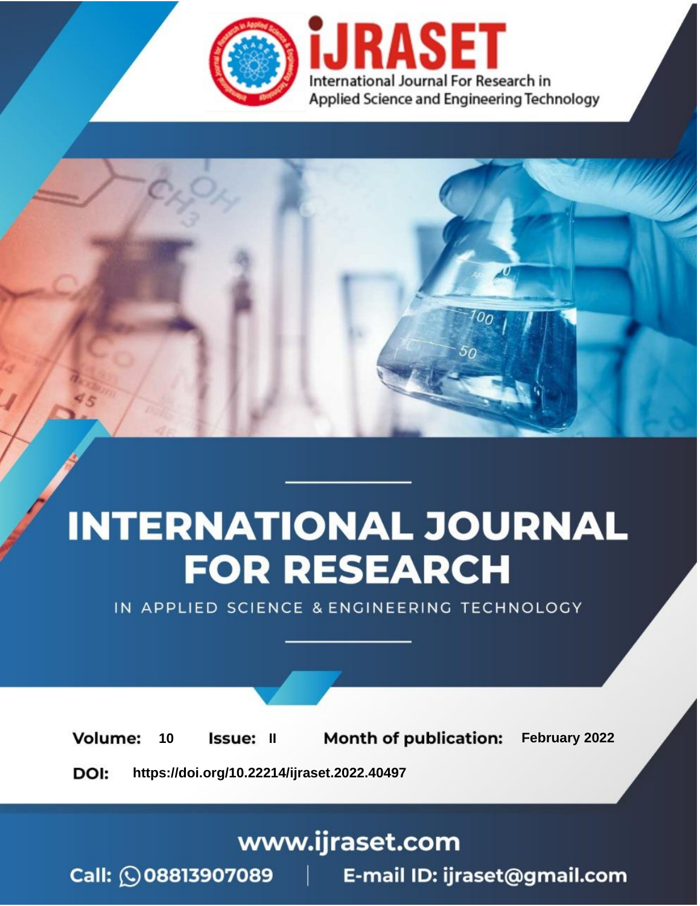iJRASET

International Journal For Research in Applied Science and Engineering Technology

# INTERNATIONAL JOURNAL FOR RESEARCH

IN APPLIED SCIENCE & ENGINEERING TECHNOLOGY

**Volume:** 10 **Issue:** II **Month of publication:** February 2022

**DOI:** https://doi.org/10.22214/ijraset.2022.40497

www.ijraset.com

Call: 08813907089 | E-mail ID: ijraset@gmail.com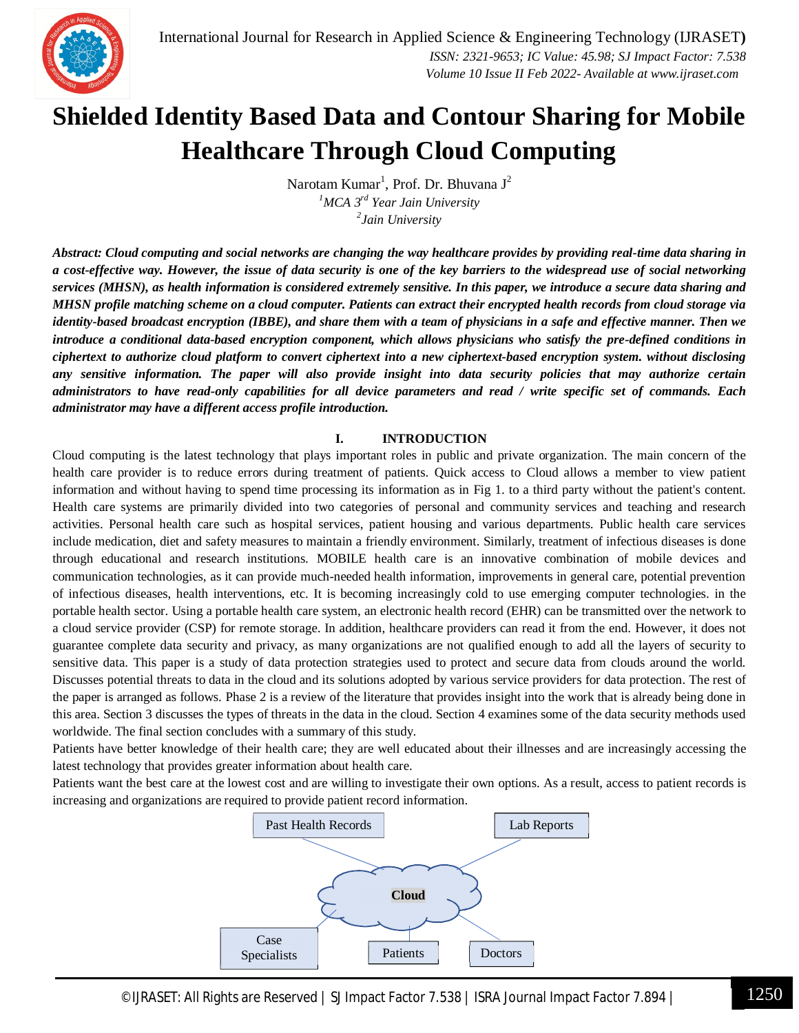# Shielded Identity Based Data and Contour Sharing for Mobile Healthcare Through Cloud Computing

Narotam Kumar[1], Prof. Dr. Bhuvana J[2]

[1]*MCA 3rd Year Jain University*

[2]*Jain University*

***Abstract:** Cloud computing and social networks are changing the way healthcare provides by providing real-time data sharing in a cost-effective way. However, the issue of data security is one of the key barriers to the widespread use of social networking services (MHSN), as health information is considered extremely sensitive. In this paper, we introduce a secure data sharing and MHSN profile matching scheme on a cloud computer. Patients can extract their encrypted health records from cloud storage via identity-based broadcast encryption (IBBE), and share them with a team of physicians in a safe and effective manner. Then we introduce a conditional data-based encryption component, which allows physicians who satisfy the pre-defined conditions in ciphertext to authorize cloud platform to convert ciphertext into a new ciphertext-based encryption system. without disclosing any sensitive information. The paper will also provide insight into data security policies that may authorize certain administrators to have read-only capabilities for all device parameters and read / write specific set of commands. Each administrator may have a different access profile introduction.*

## I. INTRODUCTION

Cloud computing is the latest technology that plays important roles in public and private organization. The main concern of the health care provider is to reduce errors during treatment of patients. Quick access to Cloud allows a member to view patient information and without having to spend time processing its information as in Fig 1. to a third party without the patient's content. Health care systems are primarily divided into two categories of personal and community services and teaching and research activities. Personal health care such as hospital services, patient housing and various departments. Public health care services include medication, diet and safety measures to maintain a friendly environment. Similarly, treatment of infectious diseases is done through educational and research institutions. MOBILE health care is an innovative combination of mobile devices and communication technologies, as it can provide much-needed health information, improvements in general care, potential prevention of infectious diseases, health interventions, etc. It is becoming increasingly cold to use emerging computer technologies. in the portable health sector. Using a portable health care system, an electronic health record (EHR) can be transmitted over the network to a cloud service provider (CSP) for remote storage. In addition, healthcare providers can read it from the end. However, it does not guarantee complete data security and privacy, as many organizations are not qualified enough to add all the layers of security to sensitive data. This paper is a study of data protection strategies used to protect and secure data from clouds around the world. Discusses potential threats to data in the cloud and its solutions adopted by various service providers for data protection. The rest of the paper is arranged as follows. Phase 2 is a review of the literature that provides insight into the work that is already being done in this area. Section 3 discusses the types of threats in the data in the cloud. Section 4 examines some of the data security methods used worldwide. The final section concludes with a summary of this study.

Patients have better knowledge of their health care; they are well educated about their illnesses and are increasingly accessing the latest technology that provides greater information about health care.

Patients want the best care at the lowest cost and are willing to investigate their own options. As a result, access to patient records is increasing and organizations are required to provide patient record information.

Past Health Records | Lab Reports | Cloud | Case Specialists | Patients | Doctors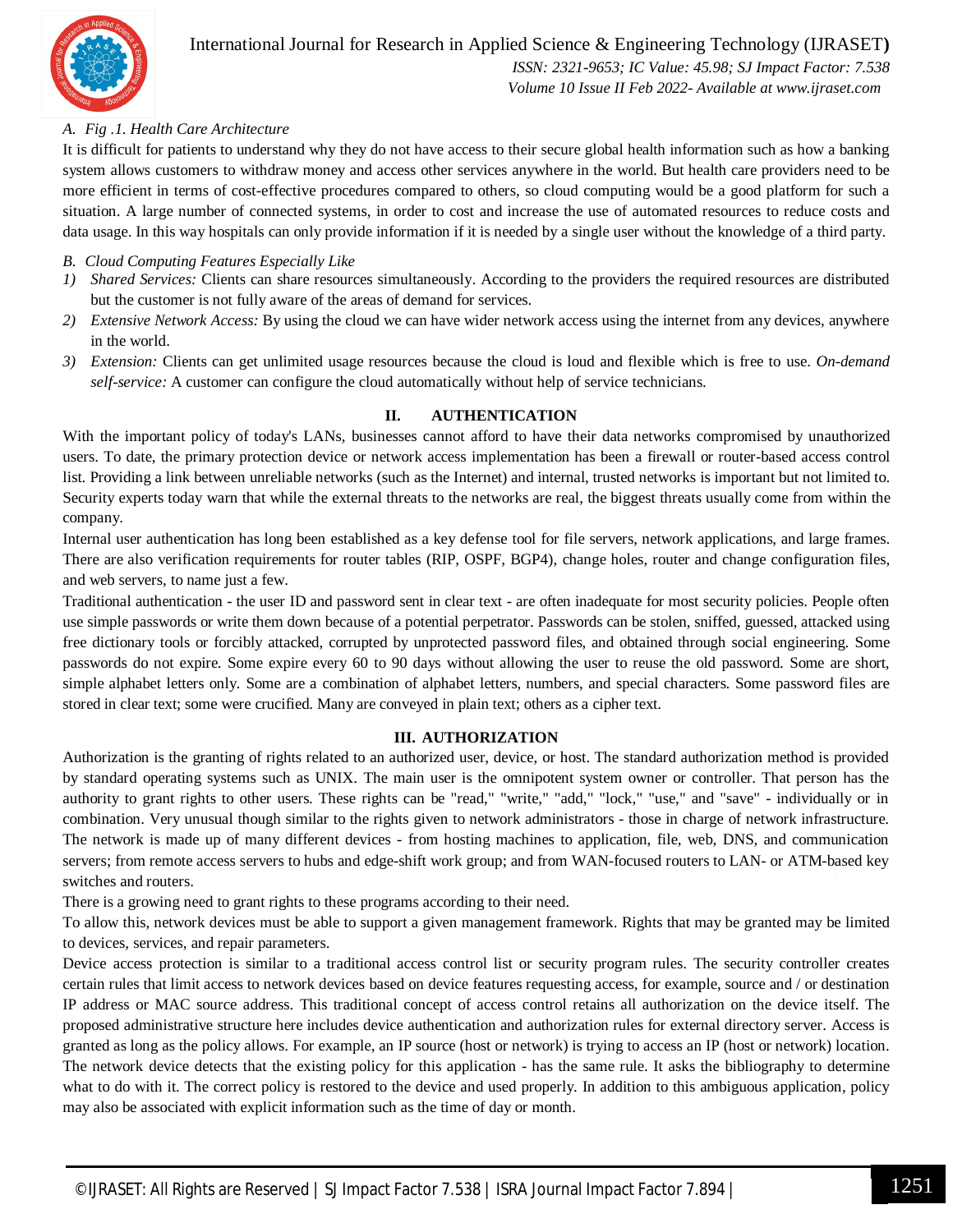*A. Fig .1. Health Care Architecture*

It is difficult for patients to understand why they do not have access to their secure global health information such as how a banking system allows customers to withdraw money and access other services anywhere in the world. But health care providers need to be more efficient in terms of cost-effective procedures compared to others, so cloud computing would be a good platform for such a situation. A large number of connected systems, in order to cost and increase the use of automated resources to reduce costs and data usage. In this way hospitals can only provide information if it is needed by a single user without the knowledge of a third party.

*B. Cloud Computing Features Especially Like*

1) *Shared Services:* Clients can share resources simultaneously. According to the providers the required resources are distributed but the customer is not fully aware of the areas of demand for services.
2) *Extensive Network Access:* By using the cloud we can have wider network access using the internet from any devices, anywhere in the world.
3) *Extension:* Clients can get unlimited usage resources because the cloud is loud and flexible which is free to use. *On-demand self-service:* A customer can configure the cloud automatically without help of service technicians.

## II. AUTHENTICATION

With the important policy of today's LANs, businesses cannot afford to have their data networks compromised by unauthorized users. To date, the primary protection device or network access implementation has been a firewall or router-based access control list. Providing a link between unreliable networks (such as the Internet) and internal, trusted networks is important but not limited to. Security experts today warn that while the external threats to the networks are real, the biggest threats usually come from within the company.

Internal user authentication has long been established as a key defense tool for file servers, network applications, and large frames. There are also verification requirements for router tables (RIP, OSPF, BGP4), change holes, router and change configuration files, and web servers, to name just a few.

Traditional authentication - the user ID and password sent in clear text - are often inadequate for most security policies. People often use simple passwords or write them down because of a potential perpetrator. Passwords can be stolen, sniffed, guessed, attacked using free dictionary tools or forcibly attacked, corrupted by unprotected password files, and obtained through social engineering. Some passwords do not expire. Some expire every 60 to 90 days without allowing the user to reuse the old password. Some are short, simple alphabet letters only. Some are a combination of alphabet letters, numbers, and special characters. Some password files are stored in clear text; some were crucified. Many are conveyed in plain text; others as a cipher text.

## III. AUTHORIZATION

Authorization is the granting of rights related to an authorized user, device, or host. The standard authorization method is provided by standard operating systems such as UNIX. The main user is the omnipotent system owner or controller. That person has the authority to grant rights to other users. These rights can be "read," "write," "add," "lock," "use," and "save" - individually or in combination. Very unusual though similar to the rights given to network administrators - those in charge of network infrastructure. The network is made up of many different devices - from hosting machines to application, file, web, DNS, and communication servers; from remote access servers to hubs and edge-shift work group; and from WAN-focused routers to LAN- or ATM-based key switches and routers.

There is a growing need to grant rights to these programs according to their need.

To allow this, network devices must be able to support a given management framework. Rights that may be granted may be limited to devices, services, and repair parameters.

Device access protection is similar to a traditional access control list or security program rules. The security controller creates certain rules that limit access to network devices based on device features requesting access, for example, source and / or destination IP address or MAC source address. This traditional concept of access control retains all authorization on the device itself. The proposed administrative structure here includes device authentication and authorization rules for external directory server. Access is granted as long as the policy allows. For example, an IP source (host or network) is trying to access an IP (host or network) location. The network device detects that the existing policy for this application - has the same rule. It asks the bibliography to determine what to do with it. The correct policy is restored to the device and used properly. In addition to this ambiguous application, policy may also be associated with explicit information such as the time of day or month.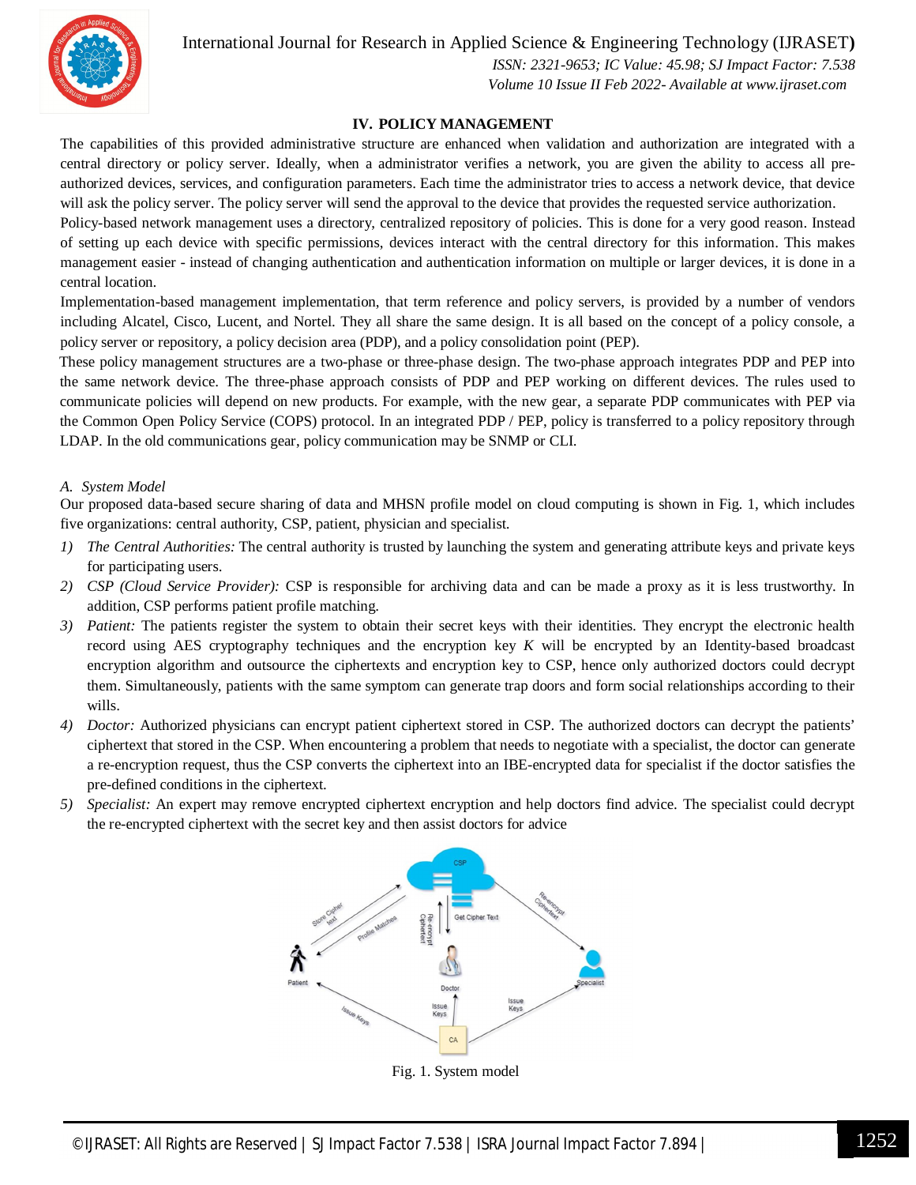## IV. POLICY MANAGEMENT

The capabilities of this provided administrative structure are enhanced when validation and authorization are integrated with a central directory or policy server. Ideally, when a administrator verifies a network, you are given the ability to access all pre-authorized devices, services, and configuration parameters. Each time the administrator tries to access a network device, that device will ask the policy server. The policy server will send the approval to the device that provides the requested service authorization.

Policy-based network management uses a directory, centralized repository of policies. This is done for a very good reason. Instead of setting up each device with specific permissions, devices interact with the central directory for this information. This makes management easier - instead of changing authentication and authentication information on multiple or larger devices, it is done in a central location.

Implementation-based management implementation, that term reference and policy servers, is provided by a number of vendors including Alcatel, Cisco, Lucent, and Nortel. They all share the same design. It is all based on the concept of a policy console, a policy server or repository, a policy decision area (PDP), and a policy consolidation point (PEP).

These policy management structures are a two-phase or three-phase design. The two-phase approach integrates PDP and PEP into the same network device. The three-phase approach consists of PDP and PEP working on different devices. The rules used to communicate policies will depend on new products. For example, with the new gear, a separate PDP communicates with PEP via the Common Open Policy Service (COPS) protocol. In an integrated PDP / PEP, policy is transferred to a policy repository through LDAP. In the old communications gear, policy communication may be SNMP or CLI.

### A. System Model

Our proposed data-based secure sharing of data and MHSN profile model on cloud computing is shown in Fig. 1, which includes five organizations: central authority, CSP, patient, physician and specialist.

1) *The Central Authorities:* The central authority is trusted by launching the system and generating attribute keys and private keys for participating users.
2) *CSP (Cloud Service Provider):* CSP is responsible for archiving data and can be made a proxy as it is less trustworthy. In addition, CSP performs patient profile matching.
3) *Patient:* The patients register the system to obtain their secret keys with their identities. They encrypt the electronic health record using AES cryptography techniques and the encryption key $K$ will be encrypted by an Identity-based broadcast encryption algorithm and outsource the ciphertexts and encryption key to CSP, hence only authorized doctors could decrypt them. Simultaneously, patients with the same symptom can generate trap doors and form social relationships according to their wills.
4) *Doctor:* Authorized physicians can encrypt patient ciphertext stored in CSP. The authorized doctors can decrypt the patients' ciphertext that stored in the CSP. When encountering a problem that needs to negotiate with a specialist, the doctor can generate a re-encryption request, thus the CSP converts the ciphertext into an IBE-encrypted data for specialist if the doctor satisfies the pre-defined conditions in the ciphertext.
5) *Specialist:* An expert may remove encrypted ciphertext encryption and help doctors find advice. The specialist could decrypt the re-encrypted ciphertext with the secret key and then assist doctors for advice

Fig. 1. System model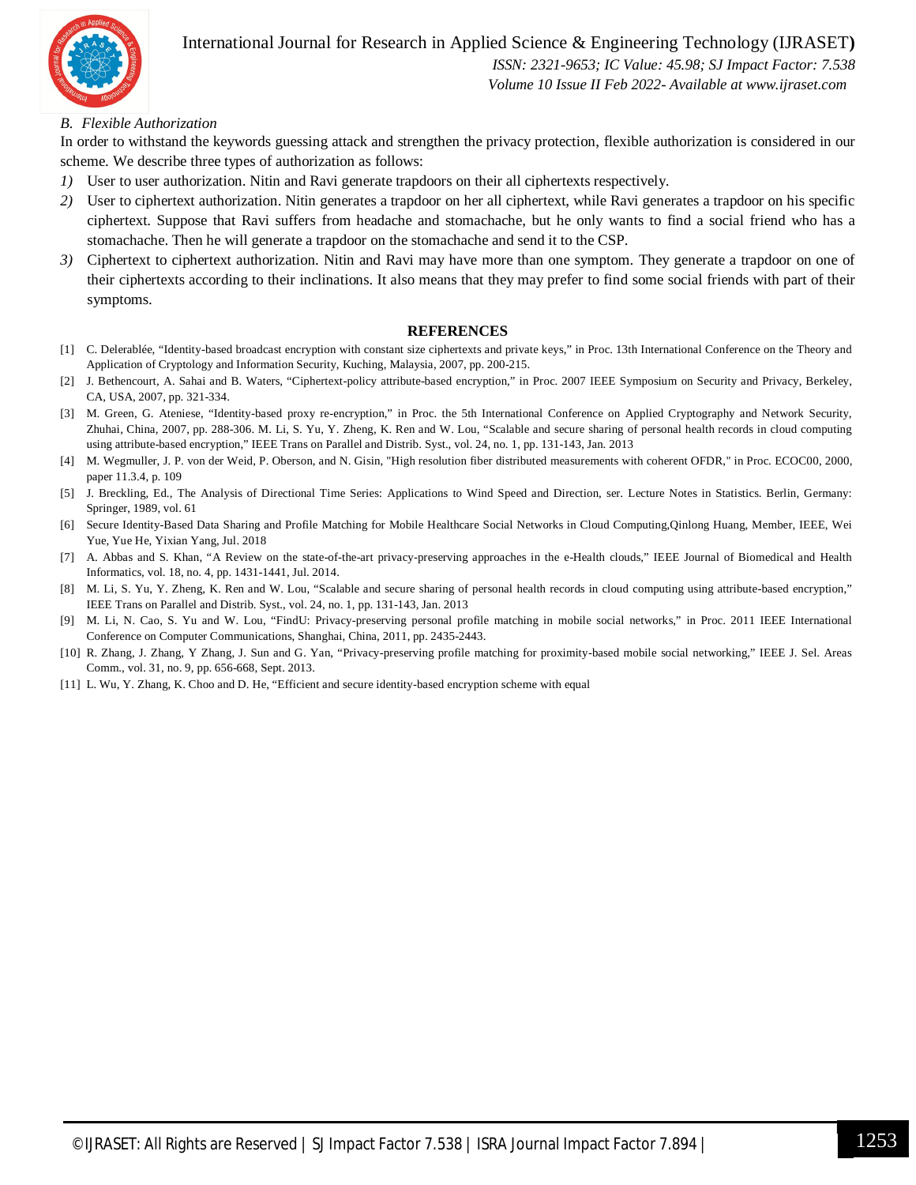### B. Flexible Authorization

In order to withstand the keywords guessing attack and strengthen the privacy protection, flexible authorization is considered in our scheme. We describe three types of authorization as follows:

1) User to user authorization. Nitin and Ravi generate trapdoors on their all ciphertexts respectively.
2) User to ciphertext authorization. Nitin generates a trapdoor on her all ciphertext, while Ravi generates a trapdoor on his specific ciphertext. Suppose that Ravi suffers from headache and stomachache, but he only wants to find a social friend who has a stomachache. Then he will generate a trapdoor on the stomachache and send it to the CSP.
3) Ciphertext to ciphertext authorization. Nitin and Ravi may have more than one symptom. They generate a trapdoor on one of their ciphertexts according to their inclinations. It also means that they may prefer to find some social friends with part of their symptoms.

## REFERENCES

[1] C. Delerablée, "Identity-based broadcast encryption with constant size ciphertexts and private keys," in Proc. 13th International Conference on the Theory and Application of Cryptology and Information Security, Kuching, Malaysia, 2007, pp. 200-215.

[2] J. Bethencourt, A. Sahai and B. Waters, "Ciphertext-policy attribute-based encryption," in Proc. 2007 IEEE Symposium on Security and Privacy, Berkeley, CA, USA, 2007, pp. 321-334.

[3] M. Green, G. Ateniese, "Identity-based proxy re-encryption," in Proc. the 5th International Conference on Applied Cryptography and Network Security, Zhuhai, China, 2007, pp. 288-306. M. Li, S. Yu, Y. Zheng, K. Ren and W. Lou, "Scalable and secure sharing of personal health records in cloud computing using attribute-based encryption," IEEE Trans on Parallel and Distrib. Syst., vol. 24, no. 1, pp. 131-143, Jan. 2013

[4] M. Wegmuller, J. P. von der Weid, P. Oberson, and N. Gisin, "High resolution fiber distributed measurements with coherent OFDR," in Proc. ECOC00, 2000, paper 11.3.4, p. 109

[5] J. Breckling, Ed., The Analysis of Directional Time Series: Applications to Wind Speed and Direction, ser. Lecture Notes in Statistics. Berlin, Germany: Springer, 1989, vol. 61

[6] Secure Identity-Based Data Sharing and Profile Matching for Mobile Healthcare Social Networks in Cloud Computing,Qinlong Huang, Member, IEEE, Wei Yue, Yue He, Yixian Yang, Jul. 2018

[7] A. Abbas and S. Khan, "A Review on the state-of-the-art privacy-preserving approaches in the e-Health clouds," IEEE Journal of Biomedical and Health Informatics, vol. 18, no. 4, pp. 1431-1441, Jul. 2014.

[8] M. Li, S. Yu, Y. Zheng, K. Ren and W. Lou, "Scalable and secure sharing of personal health records in cloud computing using attribute-based encryption," IEEE Trans on Parallel and Distrib. Syst., vol. 24, no. 1, pp. 131-143, Jan. 2013

[9] M. Li, N. Cao, S. Yu and W. Lou, "FindU: Privacy-preserving personal profile matching in mobile social networks," in Proc. 2011 IEEE International Conference on Computer Communications, Shanghai, China, 2011, pp. 2435-2443.

[10] R. Zhang, J. Zhang, Y Zhang, J. Sun and G. Yan, "Privacy-preserving profile matching for proximity-based mobile social networking," IEEE J. Sel. Areas Comm., vol. 31, no. 9, pp. 656-668, Sept. 2013.

[11] L. Wu, Y. Zhang, K. Choo and D. He, "Efficient and secure identity-based encryption scheme with equal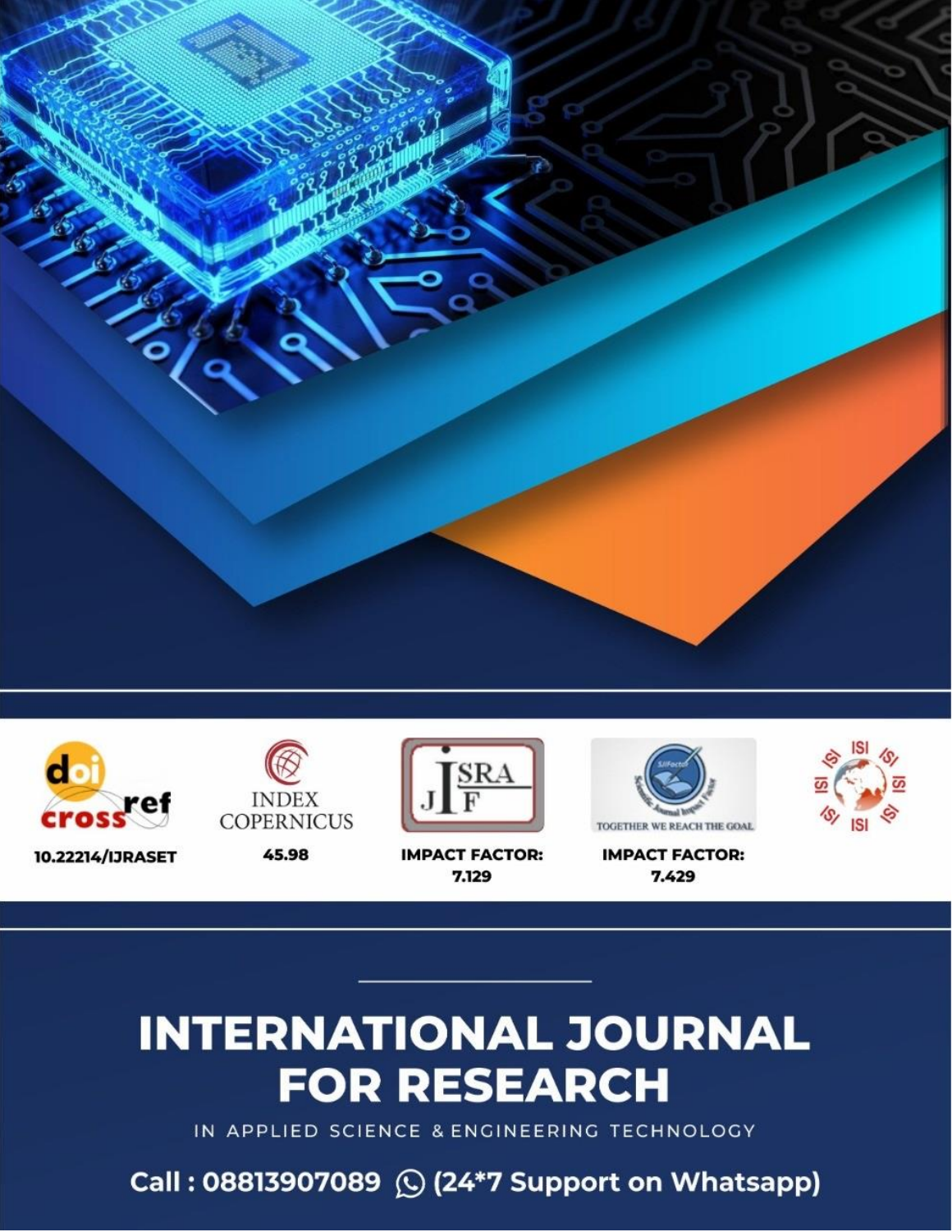10.22214/IJRASET

INDEX COPERNICUS

45.98

IMPACT FACTOR: 7.129

IMPACT FACTOR: 7.429

TOGETHER WE REACH THE GOAL

# INTERNATIONAL JOURNAL FOR RESEARCH

IN APPLIED SCIENCE & ENGINEERING TECHNOLOGY

Call : 08813907089 (24*7 Support on Whatsapp)